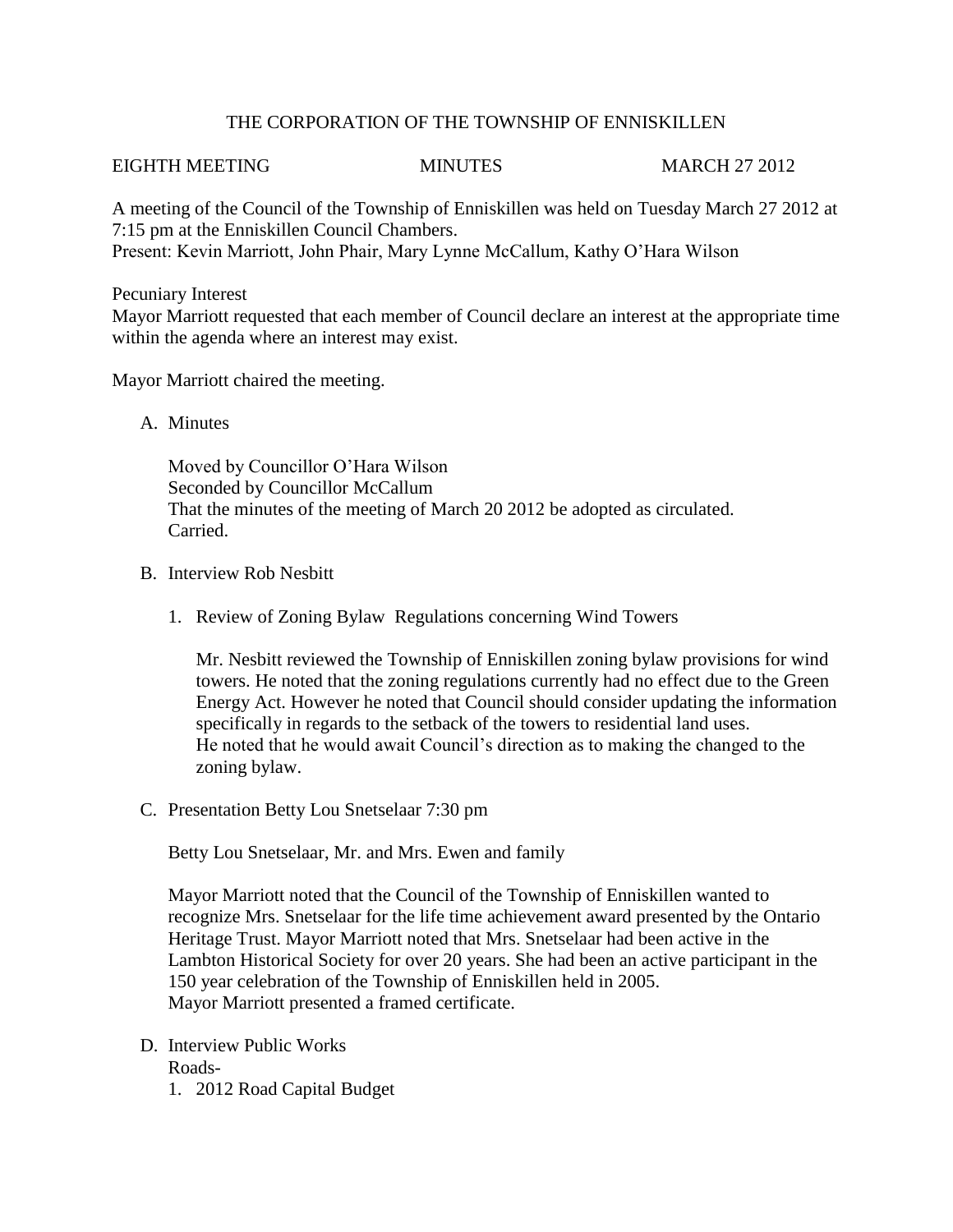THE CORPORATION OF THE TOWNSHIP OF ENNISKILLEN

EIGHTH MEETING MINUTES MARCH 27 2012

A meeting of the Council of the Township of Enniskillen was held on Tuesday March 27 2012 at 7:15 pm at the Enniskillen Council Chambers.
Present: Kevin Marriott, John Phair, Mary Lynne McCallum, Kathy O'Hara Wilson

Pecuniary Interest
Mayor Marriott requested that each member of Council declare an interest at the appropriate time within the agenda where an interest may exist.

Mayor Marriott chaired the meeting.

A. Minutes

   Moved by Councillor O'Hara Wilson
   Seconded by Councillor McCallum
   That the minutes of the meeting of March 20 2012 be adopted as circulated.
   Carried.

B. Interview Rob Nesbitt

   1. Review of Zoning Bylaw Regulations concerning Wind Towers

      Mr. Nesbitt reviewed the Township of Enniskillen zoning bylaw provisions for wind towers. He noted that the zoning regulations currently had no effect due to the Green Energy Act. However he noted that Council should consider updating the information specifically in regards to the setback of the towers to residential land uses.
      He noted that he would await Council's direction as to making the changed to the zoning bylaw.

C. Presentation Betty Lou Snetselaar 7:30 pm

   Betty Lou Snetselaar, Mr. and Mrs. Ewen and family

   Mayor Marriott noted that the Council of the Township of Enniskillen wanted to recognize Mrs. Snetselaar for the life time achievement award presented by the Ontario Heritage Trust. Mayor Marriott noted that Mrs. Snetselaar had been active in the Lambton Historical Society for over 20 years. She had been an active participant in the 150 year celebration of the Township of Enniskillen held in 2005.
   Mayor Marriott presented a framed certificate.

D. Interview Public Works
   Roads-
   1. 2012 Road Capital Budget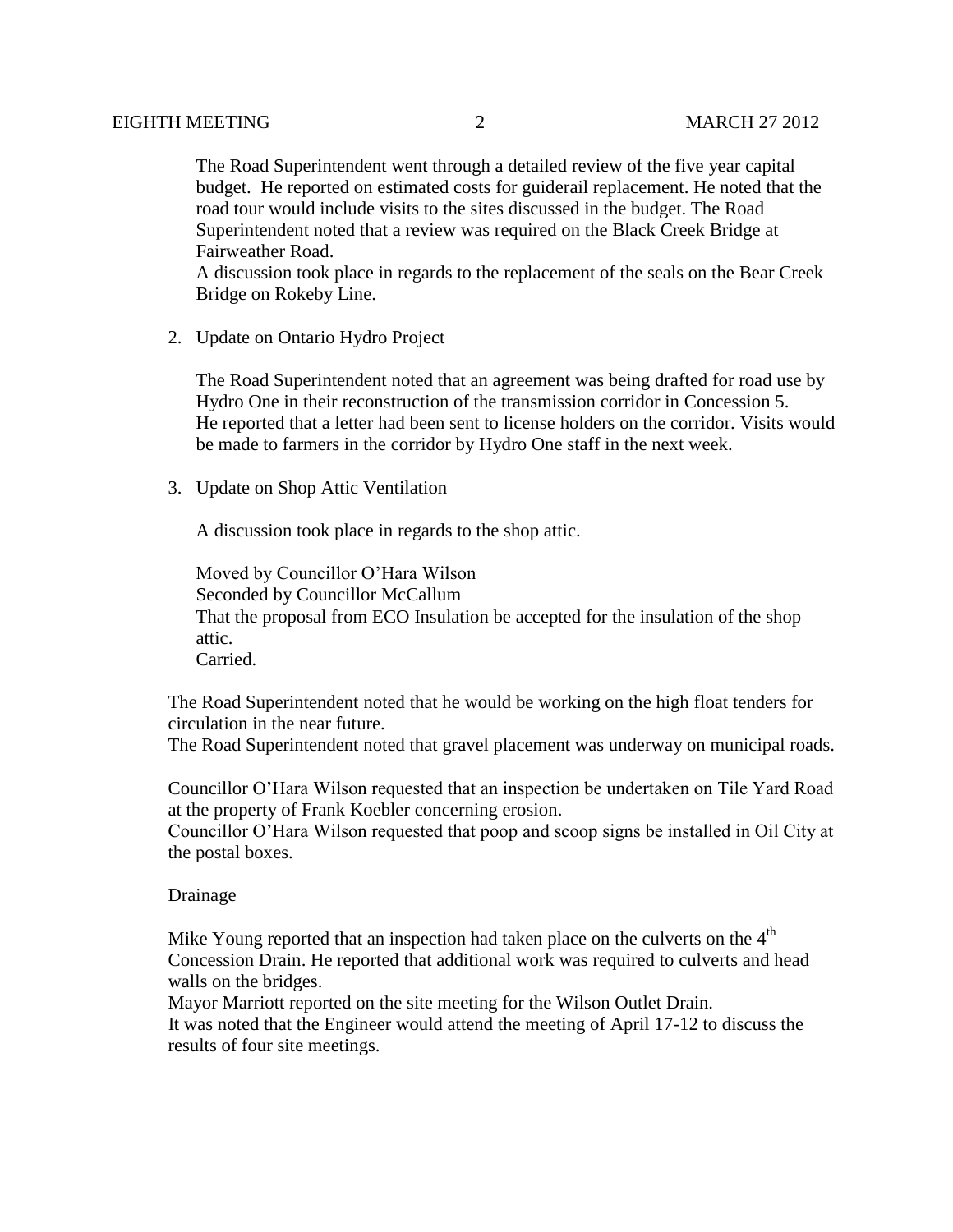The Road Superintendent went through a detailed review of the five year capital budget. He reported on estimated costs for guiderail replacement. He noted that the road tour would include visits to the sites discussed in the budget. The Road Superintendent noted that a review was required on the Black Creek Bridge at Fairweather Road.
A discussion took place in regards to the replacement of the seals on the Bear Creek Bridge on Rokeby Line.

2. Update on Ontario Hydro Project

   The Road Superintendent noted that an agreement was being drafted for road use by Hydro One in their reconstruction of the transmission corridor in Concession 5. He reported that a letter had been sent to license holders on the corridor. Visits would be made to farmers in the corridor by Hydro One staff in the next week.

3. Update on Shop Attic Ventilation

   A discussion took place in regards to the shop attic.

   Moved by Councillor O'Hara Wilson
   Seconded by Councillor McCallum
   That the proposal from ECO Insulation be accepted for the insulation of the shop attic.
   Carried.

The Road Superintendent noted that he would be working on the high float tenders for circulation in the near future.
The Road Superintendent noted that gravel placement was underway on municipal roads.

Councillor O'Hara Wilson requested that an inspection be undertaken on Tile Yard Road at the property of Frank Koebler concerning erosion.
Councillor O'Hara Wilson requested that poop and scoop signs be installed in Oil City at the postal boxes.

Drainage

Mike Young reported that an inspection had taken place on the culverts on the 4th Concession Drain. He reported that additional work was required to culverts and head walls on the bridges.
Mayor Marriott reported on the site meeting for the Wilson Outlet Drain.
It was noted that the Engineer would attend the meeting of April 17-12 to discuss the results of four site meetings.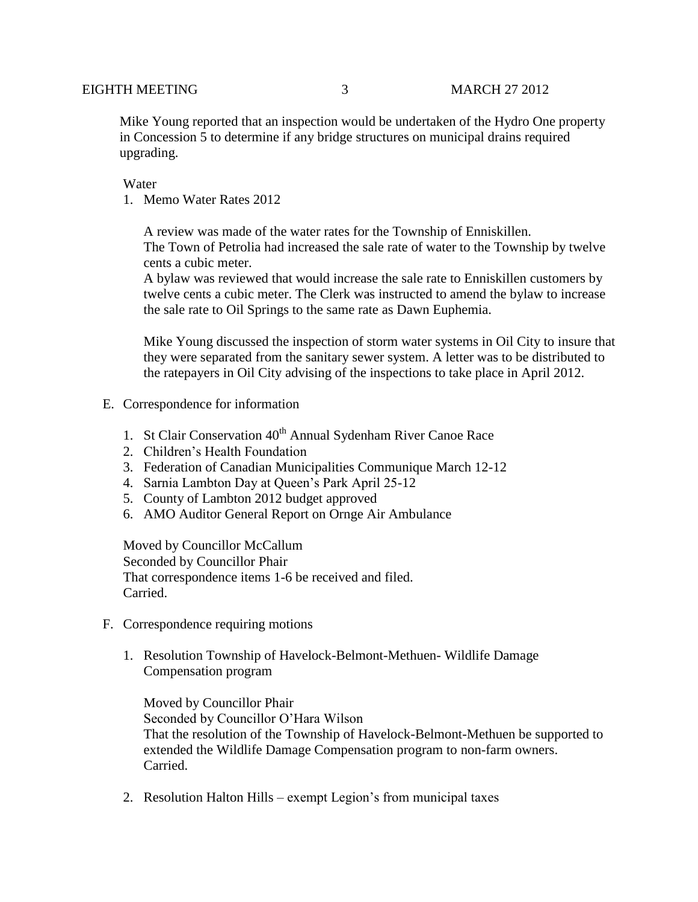Mike Young reported that an inspection would be undertaken of the Hydro One property in Concession 5 to determine if any bridge structures on municipal drains required upgrading.

Water

1. Memo Water Rates 2012

   A review was made of the water rates for the Township of Enniskillen.
   The Town of Petrolia had increased the sale rate of water to the Township by twelve cents a cubic meter.
   A bylaw was reviewed that would increase the sale rate to Enniskillen customers by twelve cents a cubic meter. The Clerk was instructed to amend the bylaw to increase the sale rate to Oil Springs to the same rate as Dawn Euphemia.

   Mike Young discussed the inspection of storm water systems in Oil City to insure that they were separated from the sanitary sewer system. A letter was to be distributed to the ratepayers in Oil City advising of the inspections to take place in April 2012.

E. Correspondence for information

1. St Clair Conservation 40th Annual Sydenham River Canoe Race
2. Children's Health Foundation
3. Federation of Canadian Municipalities Communique March 12-12
4. Sarnia Lambton Day at Queen's Park April 25-12
5. County of Lambton 2012 budget approved
6. AMO Auditor General Report on Ornge Air Ambulance

Moved by Councillor McCallum
Seconded by Councillor Phair
That correspondence items 1-6 be received and filed.
Carried.

F. Correspondence requiring motions

1. Resolution Township of Havelock-Belmont-Methuen- Wildlife Damage Compensation program

   Moved by Councillor Phair
   Seconded by Councillor O'Hara Wilson
   That the resolution of the Township of Havelock-Belmont-Methuen be supported to extended the Wildlife Damage Compensation program to non-farm owners.
   Carried.

2. Resolution Halton Hills – exempt Legion's from municipal taxes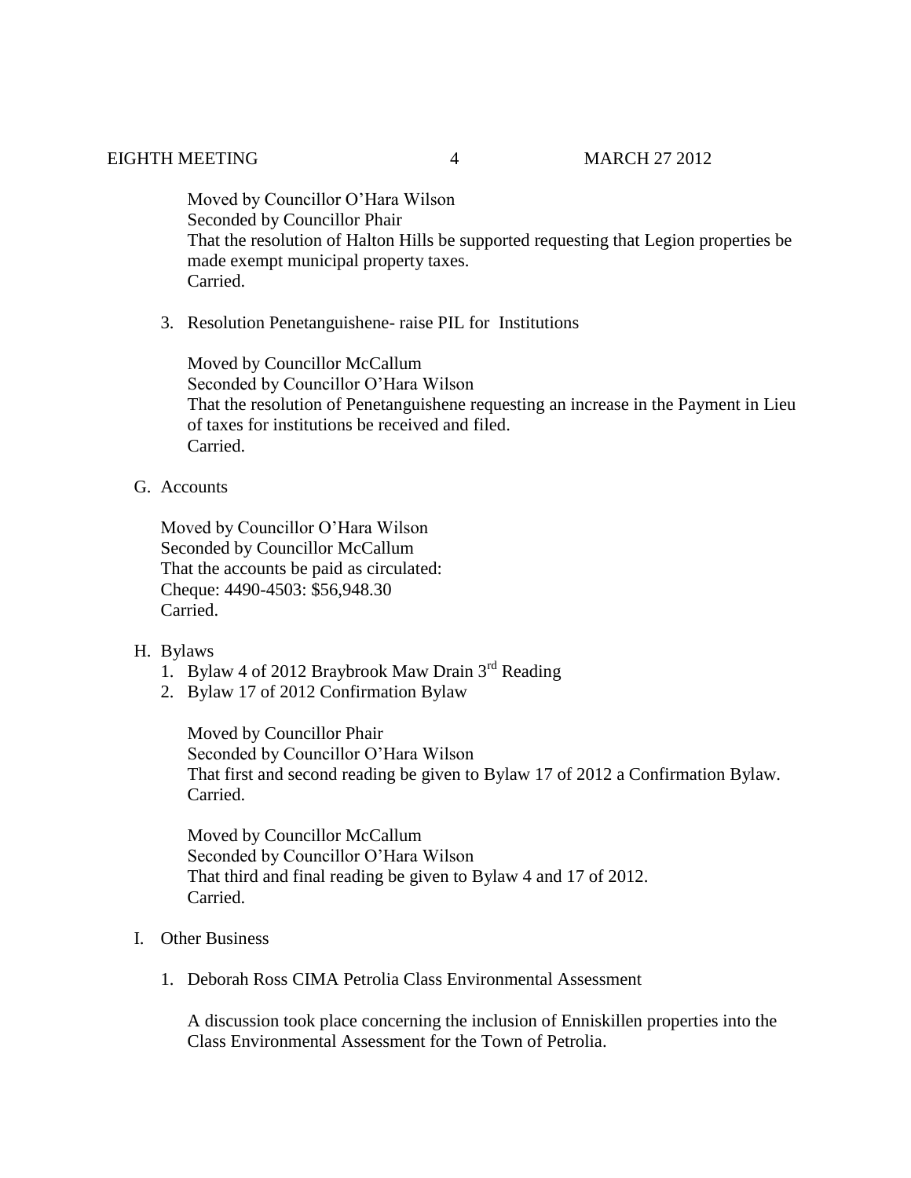Moved by Councillor O'Hara Wilson
Seconded by Councillor Phair
That the resolution of Halton Hills be supported requesting that Legion properties be made exempt municipal property taxes.
Carried.

3. Resolution Penetanguishene- raise PIL for Institutions

Moved by Councillor McCallum
Seconded by Councillor O'Hara Wilson
That the resolution of Penetanguishene requesting an increase in the Payment in Lieu of taxes for institutions be received and filed.
Carried.

G. Accounts

Moved by Councillor O'Hara Wilson
Seconded by Councillor McCallum
That the accounts be paid as circulated:
Cheque: 4490-4503: $56,948.30
Carried.

H. Bylaws

1. Bylaw 4 of 2012 Braybrook Maw Drain 3rd Reading
2. Bylaw 17 of 2012 Confirmation Bylaw

Moved by Councillor Phair
Seconded by Councillor O'Hara Wilson
That first and second reading be given to Bylaw 17 of 2012 a Confirmation Bylaw.
Carried.

Moved by Councillor McCallum
Seconded by Councillor O'Hara Wilson
That third and final reading be given to Bylaw 4 and 17 of 2012.
Carried.

I. Other Business

1. Deborah Ross CIMA Petrolia Class Environmental Assessment

A discussion took place concerning the inclusion of Enniskillen properties into the Class Environmental Assessment for the Town of Petrolia.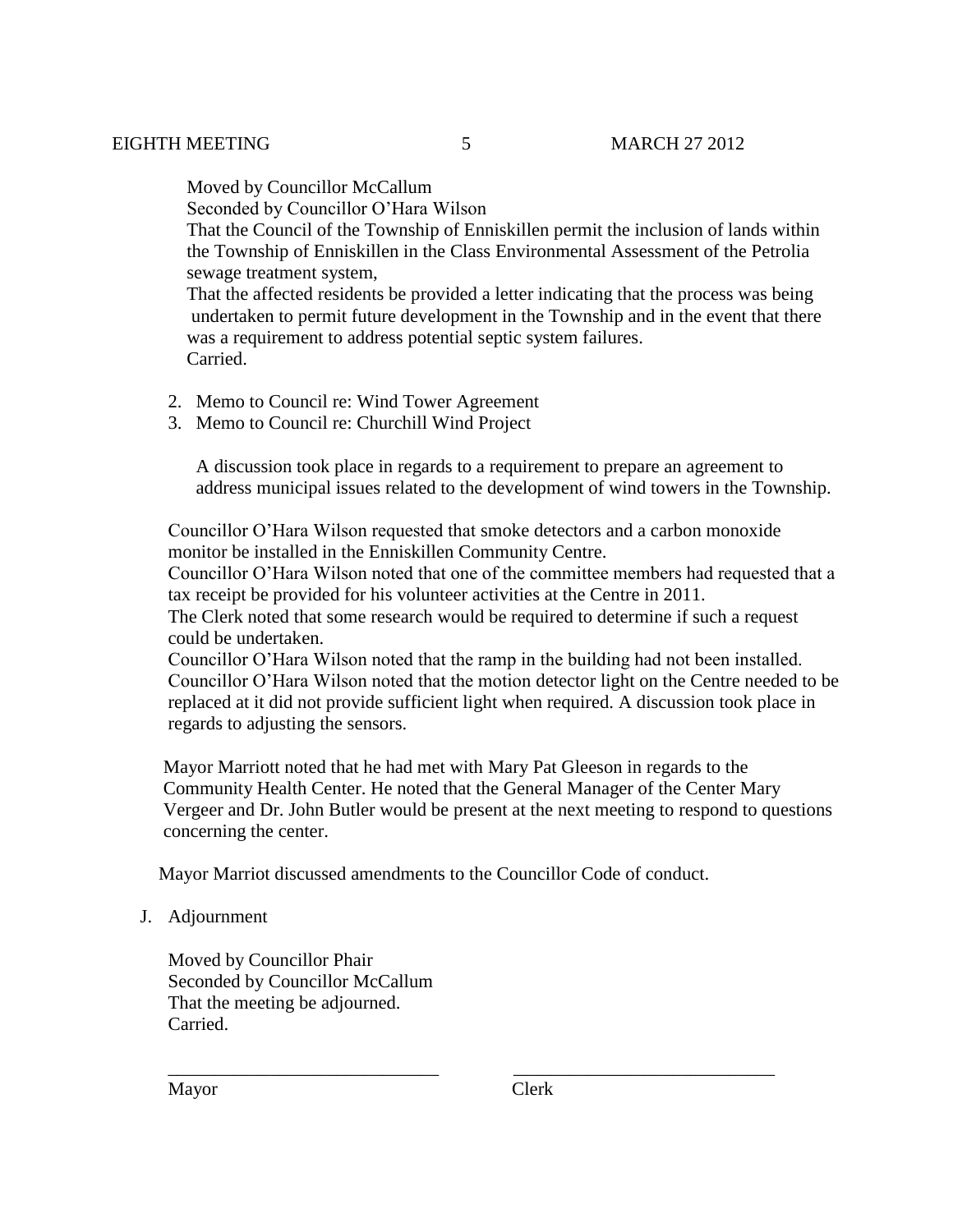Moved by Councillor McCallum
Seconded by Councillor O'Hara Wilson
That the Council of the Township of Enniskillen permit the inclusion of lands within the Township of Enniskillen in the Class Environmental Assessment of the Petrolia sewage treatment system,
That the affected residents be provided a letter indicating that the process was being undertaken to permit future development in the Township and in the event that there was a requirement to address potential septic system failures.
Carried.

2. Memo to Council re: Wind Tower Agreement
3. Memo to Council re: Churchill Wind Project

   A discussion took place in regards to a requirement to prepare an agreement to address municipal issues related to the development of wind towers in the Township.

Councillor O'Hara Wilson requested that smoke detectors and a carbon monoxide monitor be installed in the Enniskillen Community Centre.
Councillor O'Hara Wilson noted that one of the committee members had requested that a tax receipt be provided for his volunteer activities at the Centre in 2011.
The Clerk noted that some research would be required to determine if such a request could be undertaken.
Councillor O'Hara Wilson noted that the ramp in the building had not been installed.
Councillor O'Hara Wilson noted that the motion detector light on the Centre needed to be replaced at it did not provide sufficient light when required. A discussion took place in regards to adjusting the sensors.

Mayor Marriott noted that he had met with Mary Pat Gleeson in regards to the Community Health Center. He noted that the General Manager of the Center Mary Vergeer and Dr. John Butler would be present at the next meeting to respond to questions concerning the center.

Mayor Marriot discussed amendments to the Councillor Code of conduct.

J. Adjournment

Moved by Councillor Phair
Seconded by Councillor McCallum
That the meeting be adjourned.
Carried.

_____________________________ _____________________________
Mayor Clerk